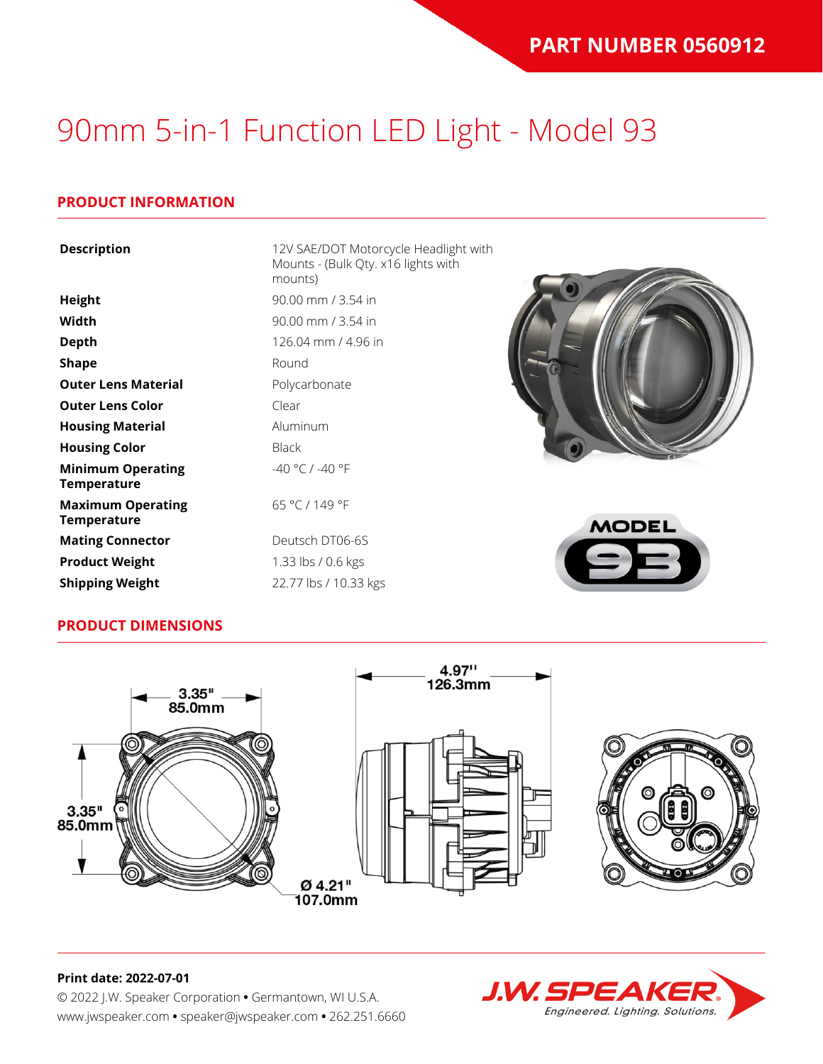**PART NUMBER 0560912**

# 90mm 5-in-1 Function LED Light - Model 93

## PRODUCT INFORMATION

| | |
|---|---|
| **Description** | 12V SAE/DOT Motorcycle Headlight with Mounts - (Bulk Qty. x16 lights with mounts) |
| **Height** | 90.00 mm / 3.54 in |
| **Width** | 90.00 mm / 3.54 in |
| **Depth** | 126.04 mm / 4.96 in |
| **Shape** | Round |
| **Outer Lens Material** | Polycarbonate |
| **Outer Lens Color** | Clear |
| **Housing Material** | Aluminum |
| **Housing Color** | Black |
| **Minimum Operating Temperature** | -40 °C / -40 °F |
| **Maximum Operating Temperature** | 65 °C / 149 °F |
| **Mating Connector** | Deutsch DT06-6S |
| **Product Weight** | 1.33 lbs / 0.6 kgs |
| **Shipping Weight** | 22.77 lbs / 10.33 kgs |

MODEL 93

## PRODUCT DIMENSIONS

3.35" 85.0mm

3.35" 85.0mm

Ø 4.21" 107.0mm

4.97" 126.3mm

**Print date: 2022-07-01**

© 2022 J.W. Speaker Corporation • Germantown, WI U.S.A.
www.jwspeaker.com • speaker@jwspeaker.com • 262.251.6660

J.W. SPEAKER Engineered. Lighting. Solutions.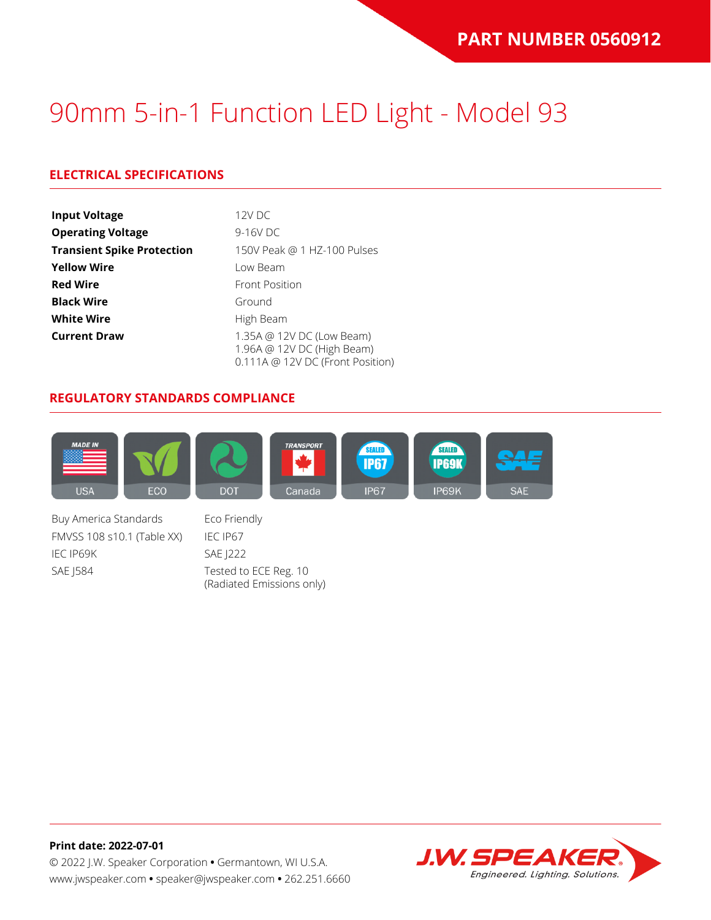**PART NUMBER 0560912**

# 90mm 5-in-1 Function LED Light - Model 93

## ELECTRICAL SPECIFICATIONS

| | |
|---|---|
| **Input Voltage** | 12V DC |
| **Operating Voltage** | 9-16V DC |
| **Transient Spike Protection** | 150V Peak @ 1 HZ-100 Pulses |
| **Yellow Wire** | Low Beam |
| **Red Wire** | Front Position |
| **Black Wire** | Ground |
| **White Wire** | High Beam |
| **Current Draw** | 1.35A @ 12V DC (Low Beam)<br>1.96A @ 12V DC (High Beam)<br>0.111A @ 12V DC (Front Position) |

## REGULATORY STANDARDS COMPLIANCE

USA | ECO | DOT | Canada | IP67 | IP69K | SAE

- Buy America Standards
- FMVSS 108 s10.1 (Table XX)
- IEC IP69K
- SAE J584
- Eco Friendly
- IEC IP67
- SAE J222
- Tested to ECE Reg. 10 (Radiated Emissions only)

**Print date: 2022-07-01**

© 2022 J.W. Speaker Corporation • Germantown, WI U.S.A.
www.jwspeaker.com • speaker@jwspeaker.com • 262.251.6660

J.W. SPEAKER® Engineered. Lighting. Solutions.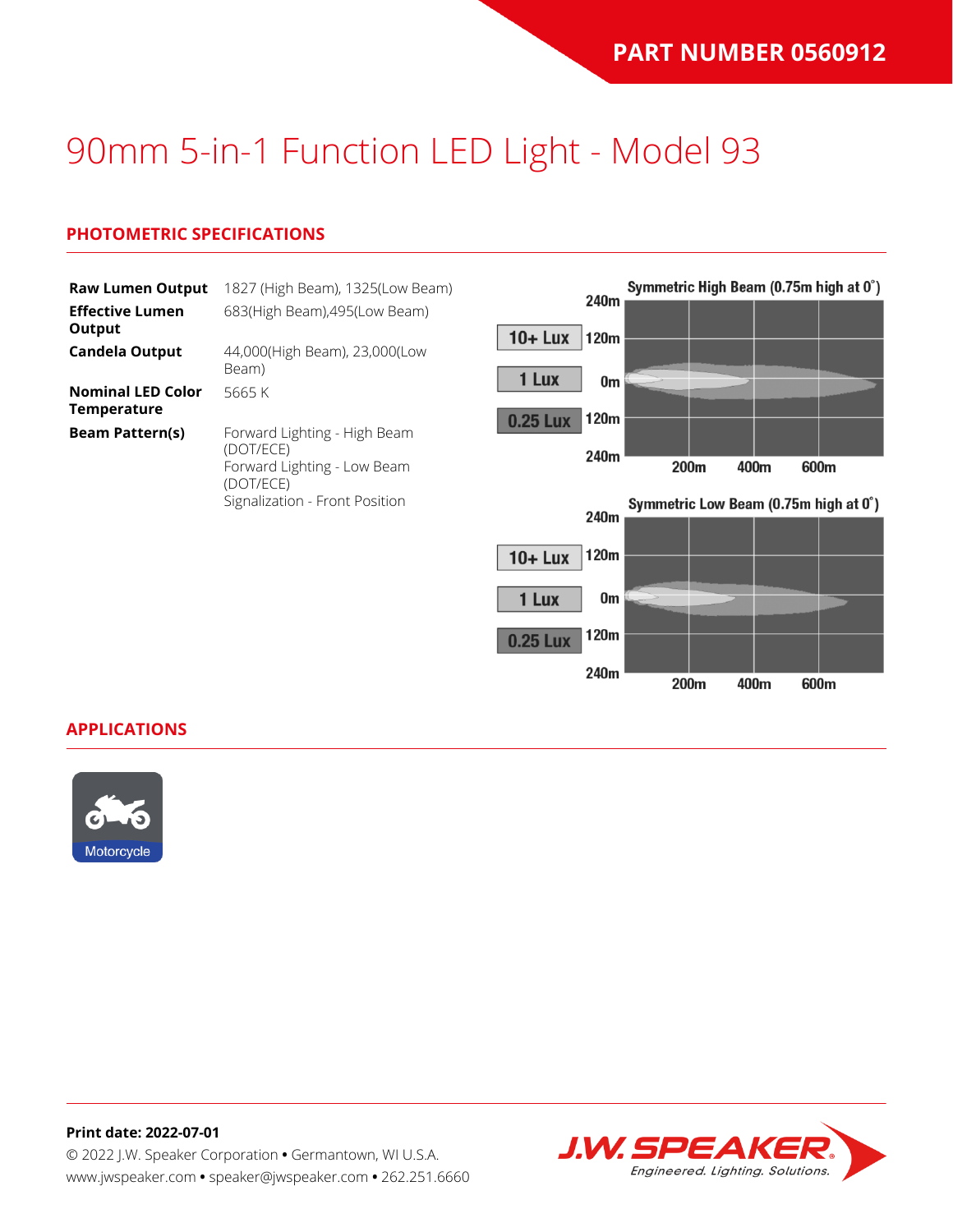**PART NUMBER 0560912**

# 90mm 5-in-1 Function LED Light - Model 93

## PHOTOMETRIC SPECIFICATIONS

| | |
|---|---|
| **Raw Lumen Output** | 1827 (High Beam), 1325(Low Beam) |
| **Effective Lumen Output** | 683(High Beam),495(Low Beam) |
| **Candela Output** | 44,000(High Beam), 23,000(Low Beam) |
| **Nominal LED Color Temperature** | 5665 K |
| **Beam Pattern(s)** | Forward Lighting - High Beam (DOT/ECE)<br>Forward Lighting - Low Beam (DOT/ECE)<br>Signalization - Front Position |

Symmetric High Beam (0.75m high at 0˚)

Symmetric Low Beam (0.75m high at 0˚)

## APPLICATIONS

Motorcycle

**Print date: 2022-07-01**

© 2022 J.W. Speaker Corporation • Germantown, WI U.S.A.
www.jwspeaker.com • speaker@jwspeaker.com • 262.251.6660

J.W. SPEAKER® Engineered. Lighting. Solutions.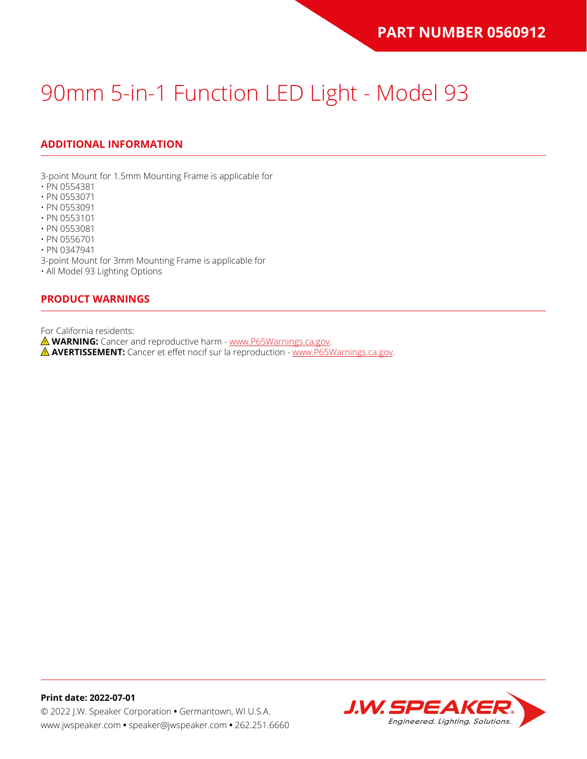PART NUMBER 0560912

# 90mm 5-in-1 Function LED Light - Model 93

## ADDITIONAL INFORMATION

3-point Mount for 1.5mm Mounting Frame is applicable for
- PN 0554381
- PN 0553071
- PN 0553091
- PN 0553101
- PN 0553081
- PN 0556701
- PN 0347941

3-point Mount for 3mm Mounting Frame is applicable for
- All Model 93 Lighting Options

## PRODUCT WARNINGS

For California residents:

⚠ **WARNING:** Cancer and reproductive harm - www.P65Warnings.ca.gov.

⚠ **AVERTISSEMENT:** Cancer et effet nocif sur la reproduction - www.P65Warnings.ca.gov.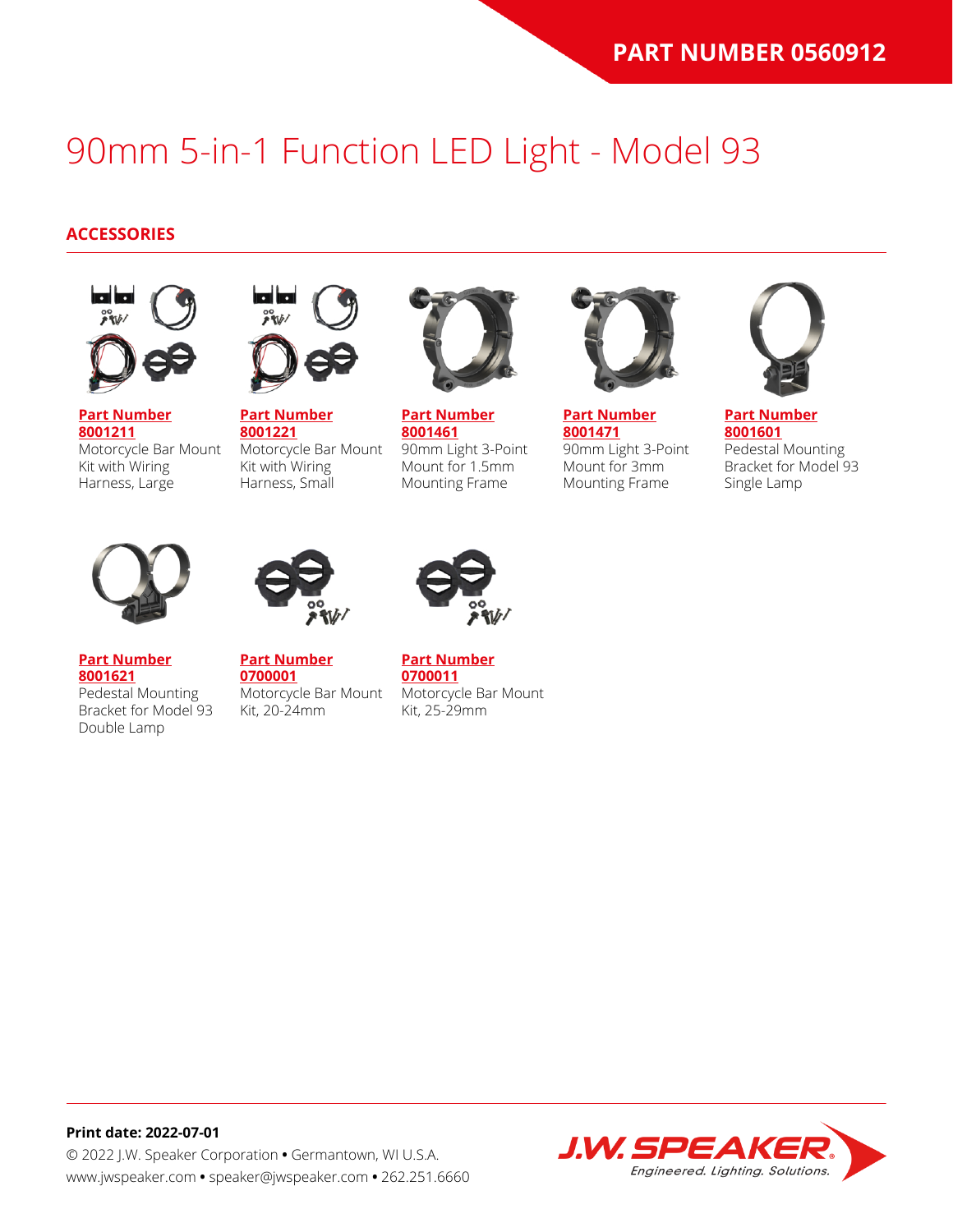PART NUMBER 0560912

# 90mm 5-in-1 Function LED Light - Model 93

## ACCESSORIES

**Part Number 8001211**
Motorcycle Bar Mount Kit with Wiring Harness, Large

**Part Number 8001221**
Motorcycle Bar Mount Kit with Wiring Harness, Small

**Part Number 8001461**
90mm Light 3-Point Mount for 1.5mm Mounting Frame

**Part Number 8001471**
90mm Light 3-Point Mount for 3mm Mounting Frame

**Part Number 8001601**
Pedestal Mounting Bracket for Model 93 Single Lamp

**Part Number 8001621**
Pedestal Mounting Bracket for Model 93 Double Lamp

**Part Number 0700001**
Motorcycle Bar Mount Kit, 20-24mm

**Part Number 0700011**
Motorcycle Bar Mount Kit, 25-29mm

**Print date: 2022-07-01**
© 2022 J.W. Speaker Corporation • Germantown, WI U.S.A.
www.jwspeaker.com • speaker@jwspeaker.com • 262.251.6660

J.W. SPEAKER
Engineered. Lighting. Solutions.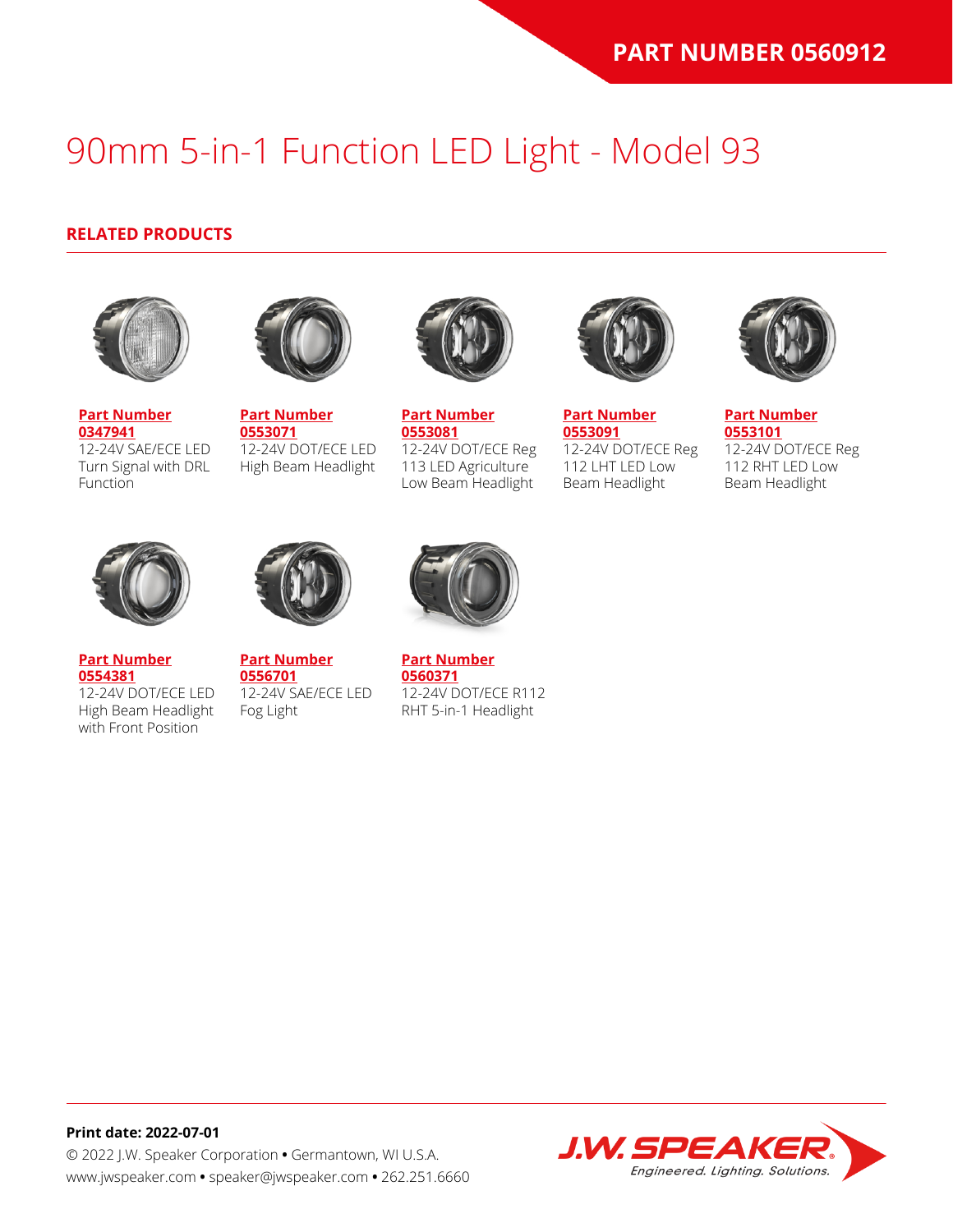# 90mm 5-in-1 Function LED Light - Model 93

## RELATED PRODUCTS

**Part Number 0347941**
12-24V SAE/ECE LED Turn Signal with DRL Function

**Part Number 0553071**
12-24V DOT/ECE LED High Beam Headlight

**Part Number 0553081**
12-24V DOT/ECE Reg 113 LED Agriculture Low Beam Headlight

**Part Number 0553091**
12-24V DOT/ECE Reg 112 LHT LED Low Beam Headlight

**Part Number 0553101**
12-24V DOT/ECE Reg 112 RHT LED Low Beam Headlight

**Part Number 0554381**
12-24V DOT/ECE LED High Beam Headlight with Front Position

**Part Number 0556701**
12-24V SAE/ECE LED Fog Light

**Part Number 0560371**
12-24V DOT/ECE R112 RHT 5-in-1 Headlight